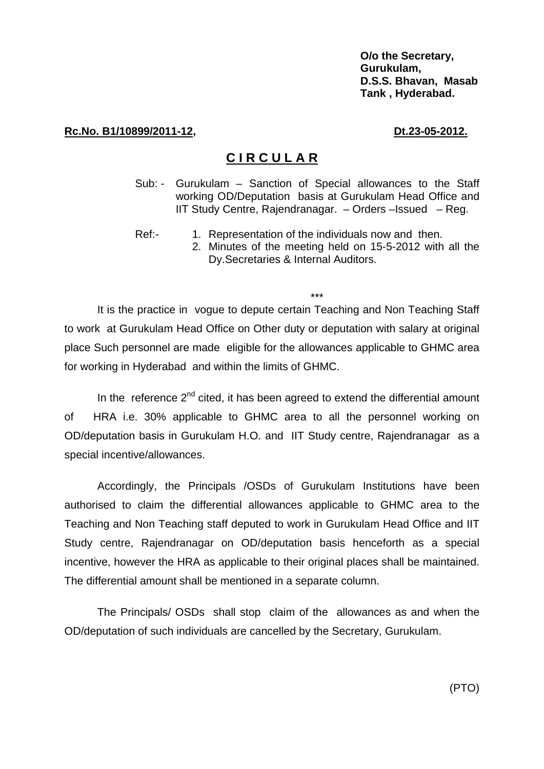**O/o the Secretary,**
**Gurukulam,**
**D.S.S. Bhavan, Masab Tank , Hyderabad.**

**Rc.No. B1/10899/2011-12,** **Dt.23-05-2012.**

# CIRCULAR

Sub: - Gurukulam – Sanction of Special allowances to the Staff working OD/Deputation basis at Gurukulam Head Office and IIT Study Centre, Rajendranagar. – Orders –Issued – Reg.

Ref:- 
1. Representation of the individuals now and then.
2. Minutes of the meeting held on 15-5-2012 with all the Dy.Secretaries & Internal Auditors.

***

It is the practice in vogue to depute certain Teaching and Non Teaching Staff to work at Gurukulam Head Office on Other duty or deputation with salary at original place Such personnel are made eligible for the allowances applicable to GHMC area for working in Hyderabad and within the limits of GHMC.

In the reference 2nd cited, it has been agreed to extend the differential amount of HRA i.e. 30% applicable to GHMC area to all the personnel working on OD/deputation basis in Gurukulam H.O. and IIT Study centre, Rajendranagar as a special incentive/allowances.

Accordingly, the Principals /OSDs of Gurukulam Institutions have been authorised to claim the differential allowances applicable to GHMC area to the Teaching and Non Teaching staff deputed to work in Gurukulam Head Office and IIT Study centre, Rajendranagar on OD/deputation basis henceforth as a special incentive, however the HRA as applicable to their original places shall be maintained. The differential amount shall be mentioned in a separate column.

The Principals/ OSDs shall stop claim of the allowances as and when the OD/deputation of such individuals are cancelled by the Secretary, Gurukulam.

(PTO)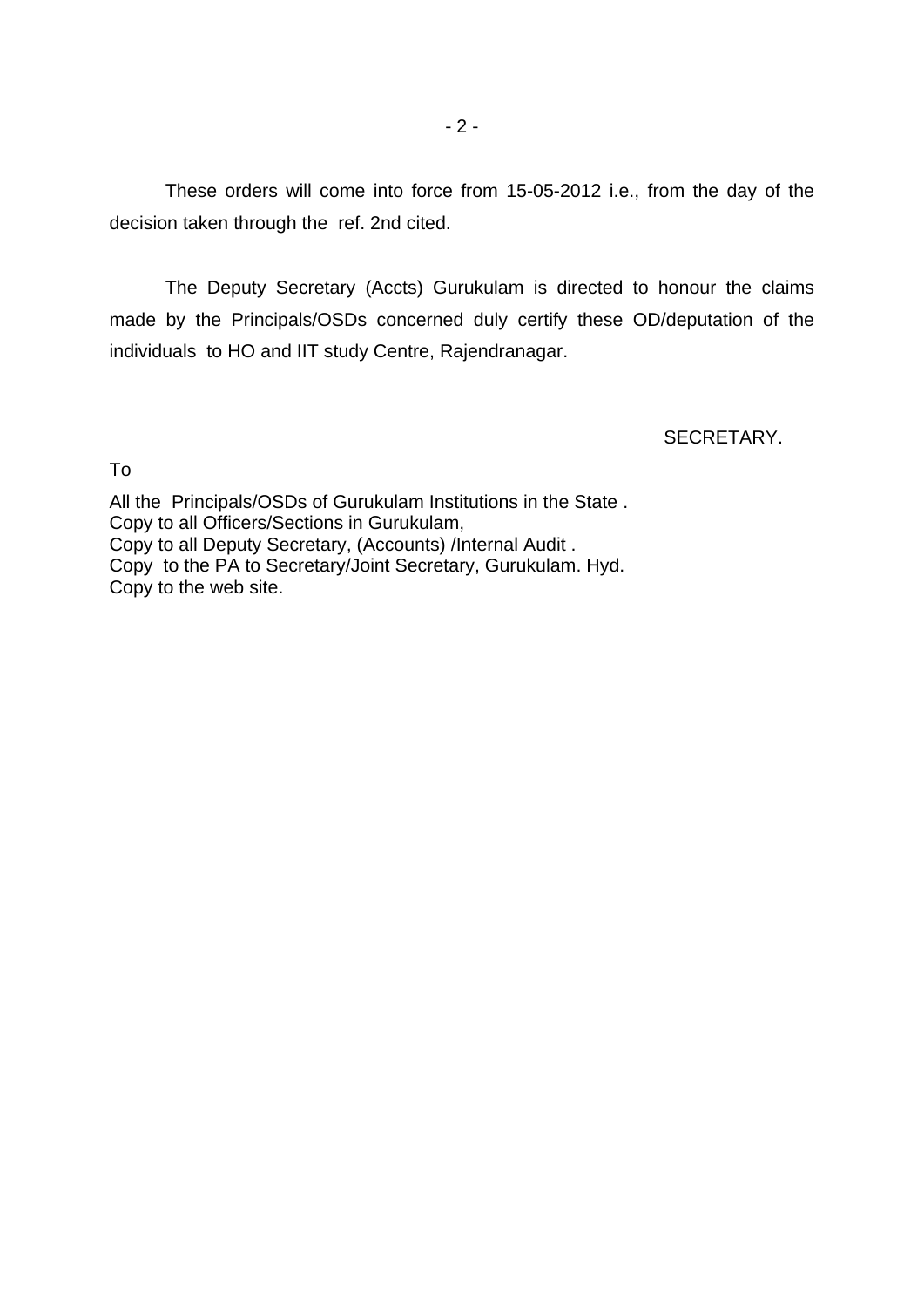These orders will come into force from 15-05-2012 i.e., from the day of the decision taken through the ref. 2nd cited.

The Deputy Secretary (Accts) Gurukulam is directed to honour the claims made by the Principals/OSDs concerned duly certify these OD/deputation of the individuals to HO and IIT study Centre, Rajendranagar.

SECRETARY.

To

All the Principals/OSDs of Gurukulam Institutions in the State .
Copy to all Officers/Sections in Gurukulam,
Copy to all Deputy Secretary, (Accounts) /Internal Audit .
Copy to the PA to Secretary/Joint Secretary, Gurukulam. Hyd.
Copy to the web site.